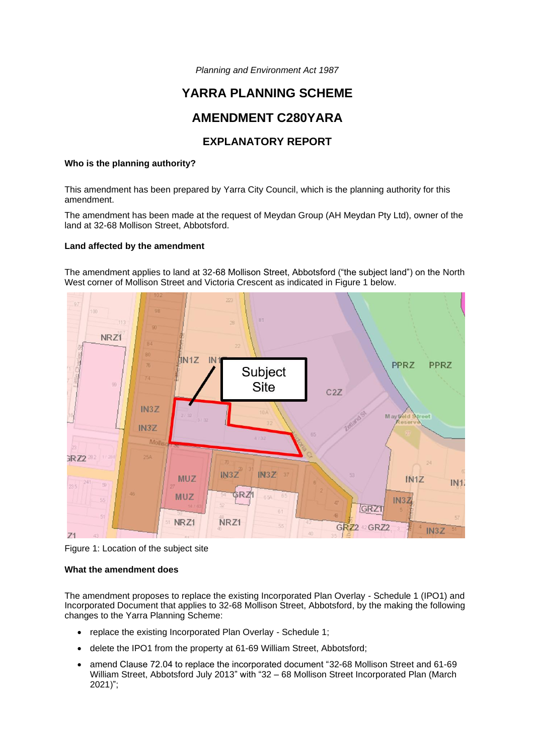*Planning and Environment Act 1987*

# YARRA PLANNING SCHEME

# AMENDMENT C280YARA

## EXPLANATORY REPORT

**Who is the planning authority?**

This amendment has been prepared by Yarra City Council, which is the planning authority for this amendment.

The amendment has been made at the request of Meydan Group (AH Meydan Pty Ltd), owner of the land at 32-68 Mollison Street, Abbotsford.

**Land affected by the amendment**

The amendment applies to land at 32-68 Mollison Street, Abbotsford ("the subject land") on the North West corner of Mollison Street and Victoria Crescent as indicated in Figure 1 below.

Figure 1: Location of the subject site

**What the amendment does**

The amendment proposes to replace the existing Incorporated Plan Overlay - Schedule 1 (IPO1) and Incorporated Document that applies to 32-68 Mollison Street, Abbotsford, by the making the following changes to the Yarra Planning Scheme:

- replace the existing Incorporated Plan Overlay - Schedule 1;
- delete the IPO1 from the property at 61-69 William Street, Abbotsford;
- amend Clause 72.04 to replace the incorporated document "32-68 Mollison Street and 61-69 William Street, Abbotsford July 2013" with "32 – 68 Mollison Street Incorporated Plan (March 2021)";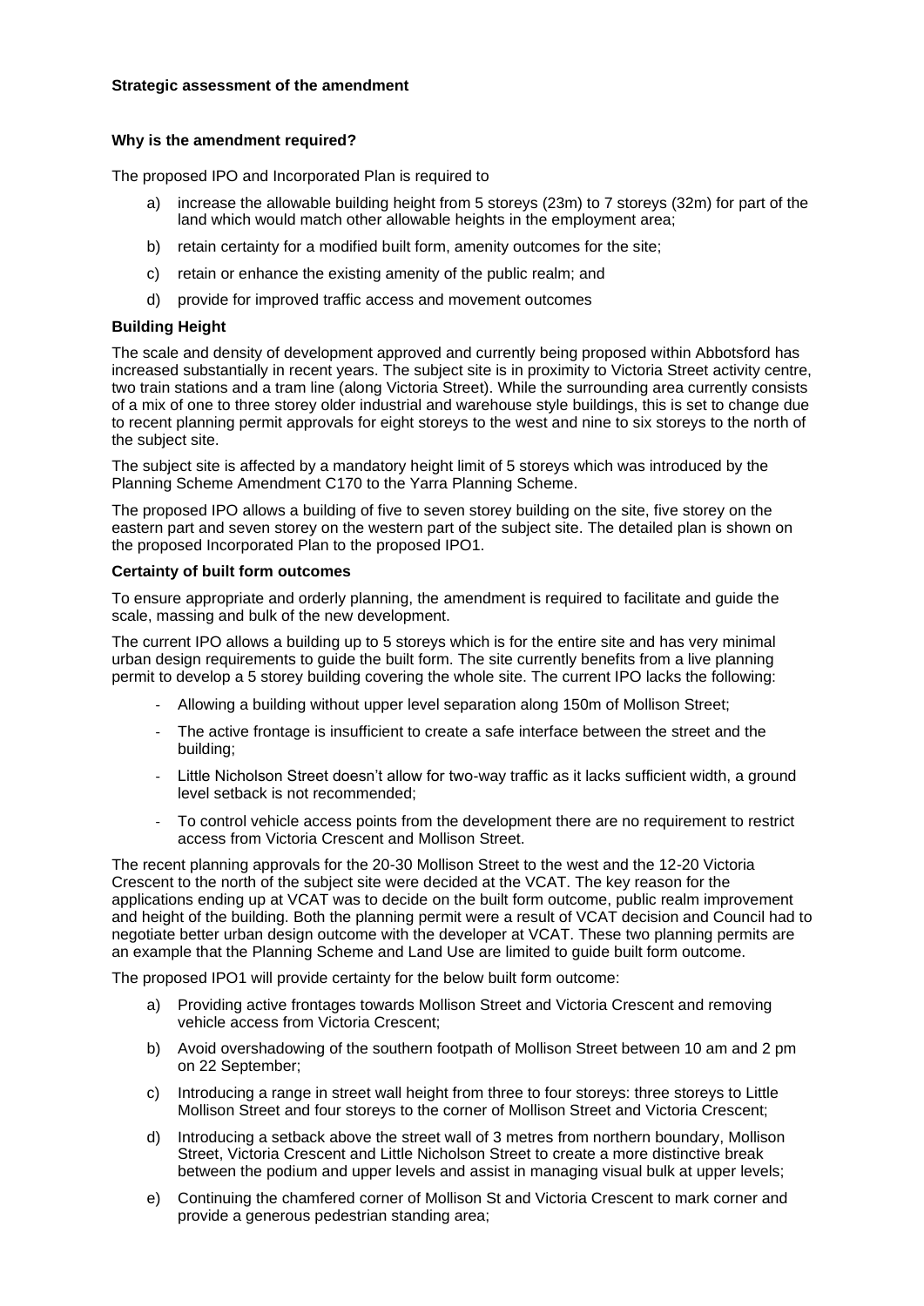**Strategic assessment of the amendment**

**Why is the amendment required?**

The proposed IPO and Incorporated Plan is required to

a) increase the allowable building height from 5 storeys (23m) to 7 storeys (32m) for part of the land which would match other allowable heights in the employment area;

b) retain certainty for a modified built form, amenity outcomes for the site;

c) retain or enhance the existing amenity of the public realm; and

d) provide for improved traffic access and movement outcomes

**Building Height**

The scale and density of development approved and currently being proposed within Abbotsford has increased substantially in recent years. The subject site is in proximity to Victoria Street activity centre, two train stations and a tram line (along Victoria Street). While the surrounding area currently consists of a mix of one to three storey older industrial and warehouse style buildings, this is set to change due to recent planning permit approvals for eight storeys to the west and nine to six storeys to the north of the subject site.

The subject site is affected by a mandatory height limit of 5 storeys which was introduced by the Planning Scheme Amendment C170 to the Yarra Planning Scheme.

The proposed IPO allows a building of five to seven storey building on the site, five storey on the eastern part and seven storey on the western part of the subject site. The detailed plan is shown on the proposed Incorporated Plan to the proposed IPO1.

**Certainty of built form outcomes**

To ensure appropriate and orderly planning, the amendment is required to facilitate and guide the scale, massing and bulk of the new development.

The current IPO allows a building up to 5 storeys which is for the entire site and has very minimal urban design requirements to guide the built form. The site currently benefits from a live planning permit to develop a 5 storey building covering the whole site. The current IPO lacks the following:

- Allowing a building without upper level separation along 150m of Mollison Street;
- The active frontage is insufficient to create a safe interface between the street and the building;
- Little Nicholson Street doesn't allow for two-way traffic as it lacks sufficient width, a ground level setback is not recommended;
- To control vehicle access points from the development there are no requirement to restrict access from Victoria Crescent and Mollison Street.

The recent planning approvals for the 20-30 Mollison Street to the west and the 12-20 Victoria Crescent to the north of the subject site were decided at the VCAT. The key reason for the applications ending up at VCAT was to decide on the built form outcome, public realm improvement and height of the building. Both the planning permit were a result of VCAT decision and Council had to negotiate better urban design outcome with the developer at VCAT. These two planning permits are an example that the Planning Scheme and Land Use are limited to guide built form outcome.

The proposed IPO1 will provide certainty for the below built form outcome:

a) Providing active frontages towards Mollison Street and Victoria Crescent and removing vehicle access from Victoria Crescent;

b) Avoid overshadowing of the southern footpath of Mollison Street between 10 am and 2 pm on 22 September;

c) Introducing a range in street wall height from three to four storeys: three storeys to Little Mollison Street and four storeys to the corner of Mollison Street and Victoria Crescent;

d) Introducing a setback above the street wall of 3 metres from northern boundary, Mollison Street, Victoria Crescent and Little Nicholson Street to create a more distinctive break between the podium and upper levels and assist in managing visual bulk at upper levels;

e) Continuing the chamfered corner of Mollison St and Victoria Crescent to mark corner and provide a generous pedestrian standing area;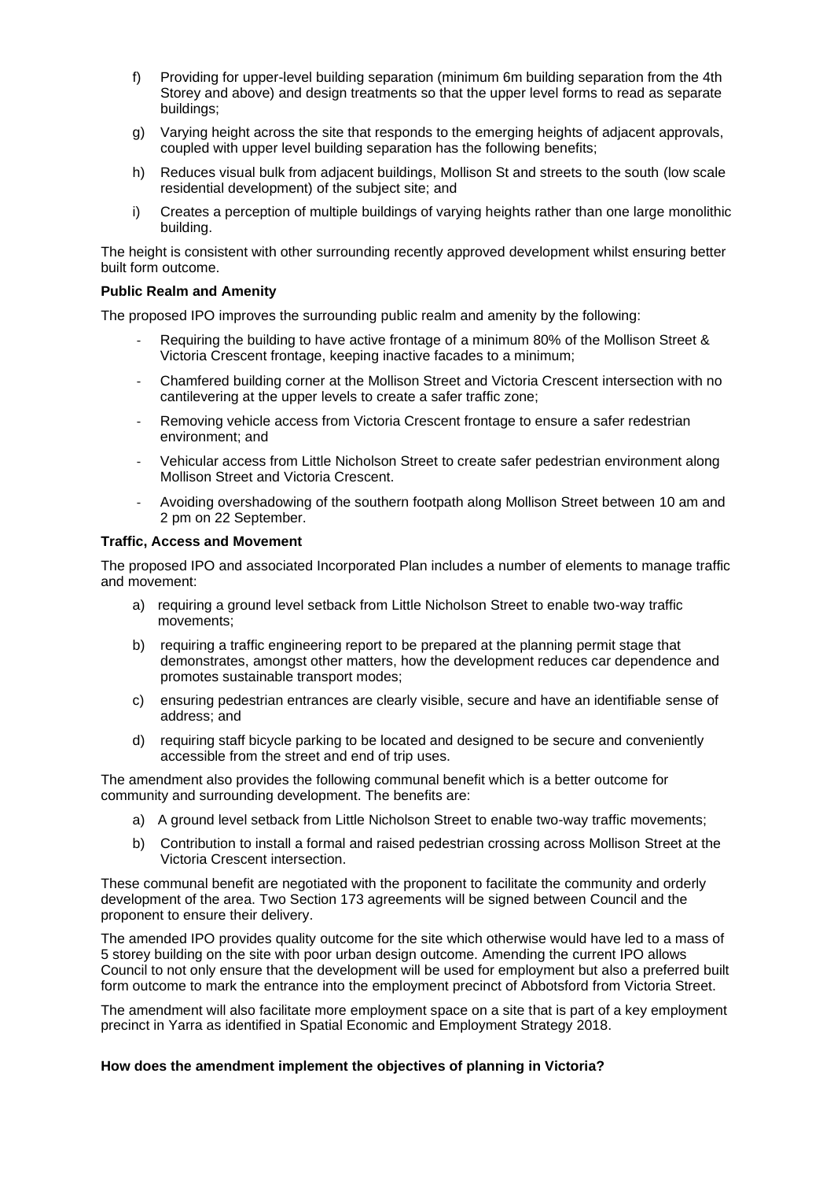f) Providing for upper-level building separation (minimum 6m building separation from the 4th Storey and above) and design treatments so that the upper level forms to read as separate buildings;

g) Varying height across the site that responds to the emerging heights of adjacent approvals, coupled with upper level building separation has the following benefits;

h) Reduces visual bulk from adjacent buildings, Mollison St and streets to the south (low scale residential development) of the subject site; and

i) Creates a perception of multiple buildings of varying heights rather than one large monolithic building.

The height is consistent with other surrounding recently approved development whilst ensuring better built form outcome.

**Public Realm and Amenity**

The proposed IPO improves the surrounding public realm and amenity by the following:

- Requiring the building to have active frontage of a minimum 80% of the Mollison Street & Victoria Crescent frontage, keeping inactive facades to a minimum;
- Chamfered building corner at the Mollison Street and Victoria Crescent intersection with no cantilevering at the upper levels to create a safer traffic zone;
- Removing vehicle access from Victoria Crescent frontage to ensure a safer redestrian environment; and
- Vehicular access from Little Nicholson Street to create safer pedestrian environment along Mollison Street and Victoria Crescent.
- Avoiding overshadowing of the southern footpath along Mollison Street between 10 am and 2 pm on 22 September.

**Traffic, Access and Movement**

The proposed IPO and associated Incorporated Plan includes a number of elements to manage traffic and movement:

a) requiring a ground level setback from Little Nicholson Street to enable two-way traffic movements;

b) requiring a traffic engineering report to be prepared at the planning permit stage that demonstrates, amongst other matters, how the development reduces car dependence and promotes sustainable transport modes;

c) ensuring pedestrian entrances are clearly visible, secure and have an identifiable sense of address; and

d) requiring staff bicycle parking to be located and designed to be secure and conveniently accessible from the street and end of trip uses.

The amendment also provides the following communal benefit which is a better outcome for community and surrounding development. The benefits are:

a) A ground level setback from Little Nicholson Street to enable two-way traffic movements;

b) Contribution to install a formal and raised pedestrian crossing across Mollison Street at the Victoria Crescent intersection.

These communal benefit are negotiated with the proponent to facilitate the community and orderly development of the area. Two Section 173 agreements will be signed between Council and the proponent to ensure their delivery.

The amended IPO provides quality outcome for the site which otherwise would have led to a mass of 5 storey building on the site with poor urban design outcome. Amending the current IPO allows Council to not only ensure that the development will be used for employment but also a preferred built form outcome to mark the entrance into the employment precinct of Abbotsford from Victoria Street.

The amendment will also facilitate more employment space on a site that is part of a key employment precinct in Yarra as identified in Spatial Economic and Employment Strategy 2018.

**How does the amendment implement the objectives of planning in Victoria?**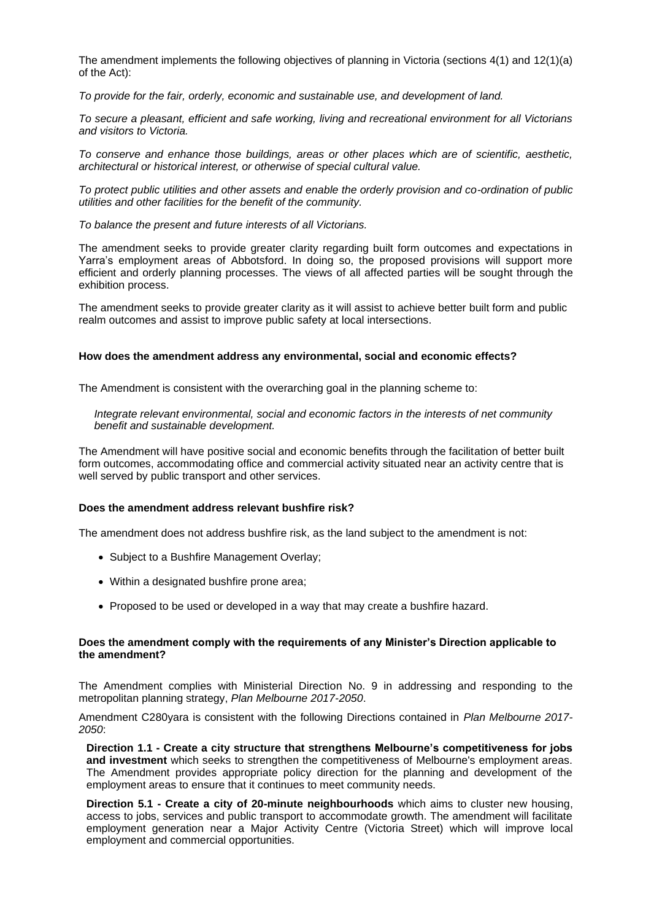The amendment implements the following objectives of planning in Victoria (sections 4(1) and 12(1)(a) of the Act):

*To provide for the fair, orderly, economic and sustainable use, and development of land.*

*To secure a pleasant, efficient and safe working, living and recreational environment for all Victorians and visitors to Victoria.*

*To conserve and enhance those buildings, areas or other places which are of scientific, aesthetic, architectural or historical interest, or otherwise of special cultural value.*

*To protect public utilities and other assets and enable the orderly provision and co-ordination of public utilities and other facilities for the benefit of the community.*

*To balance the present and future interests of all Victorians.*

The amendment seeks to provide greater clarity regarding built form outcomes and expectations in Yarra's employment areas of Abbotsford. In doing so, the proposed provisions will support more efficient and orderly planning processes. The views of all affected parties will be sought through the exhibition process.

The amendment seeks to provide greater clarity as it will assist to achieve better built form and public realm outcomes and assist to improve public safety at local intersections.

**How does the amendment address any environmental, social and economic effects?**

The Amendment is consistent with the overarching goal in the planning scheme to:

> *Integrate relevant environmental, social and economic factors in the interests of net community benefit and sustainable development.*

The Amendment will have positive social and economic benefits through the facilitation of better built form outcomes, accommodating office and commercial activity situated near an activity centre that is well served by public transport and other services.

**Does the amendment address relevant bushfire risk?**

The amendment does not address bushfire risk, as the land subject to the amendment is not:

- Subject to a Bushfire Management Overlay;
- Within a designated bushfire prone area;
- Proposed to be used or developed in a way that may create a bushfire hazard.

**Does the amendment comply with the requirements of any Minister's Direction applicable to the amendment?**

The Amendment complies with Ministerial Direction No. 9 in addressing and responding to the metropolitan planning strategy, *Plan Melbourne 2017-2050*.

Amendment C280yara is consistent with the following Directions contained in *Plan Melbourne 2017-2050*:

**Direction 1.1 - Create a city structure that strengthens Melbourne's competitiveness for jobs and investment** which seeks to strengthen the competitiveness of Melbourne's employment areas. The Amendment provides appropriate policy direction for the planning and development of the employment areas to ensure that it continues to meet community needs.

**Direction 5.1 - Create a city of 20-minute neighbourhoods** which aims to cluster new housing, access to jobs, services and public transport to accommodate growth. The amendment will facilitate employment generation near a Major Activity Centre (Victoria Street) which will improve local employment and commercial opportunities.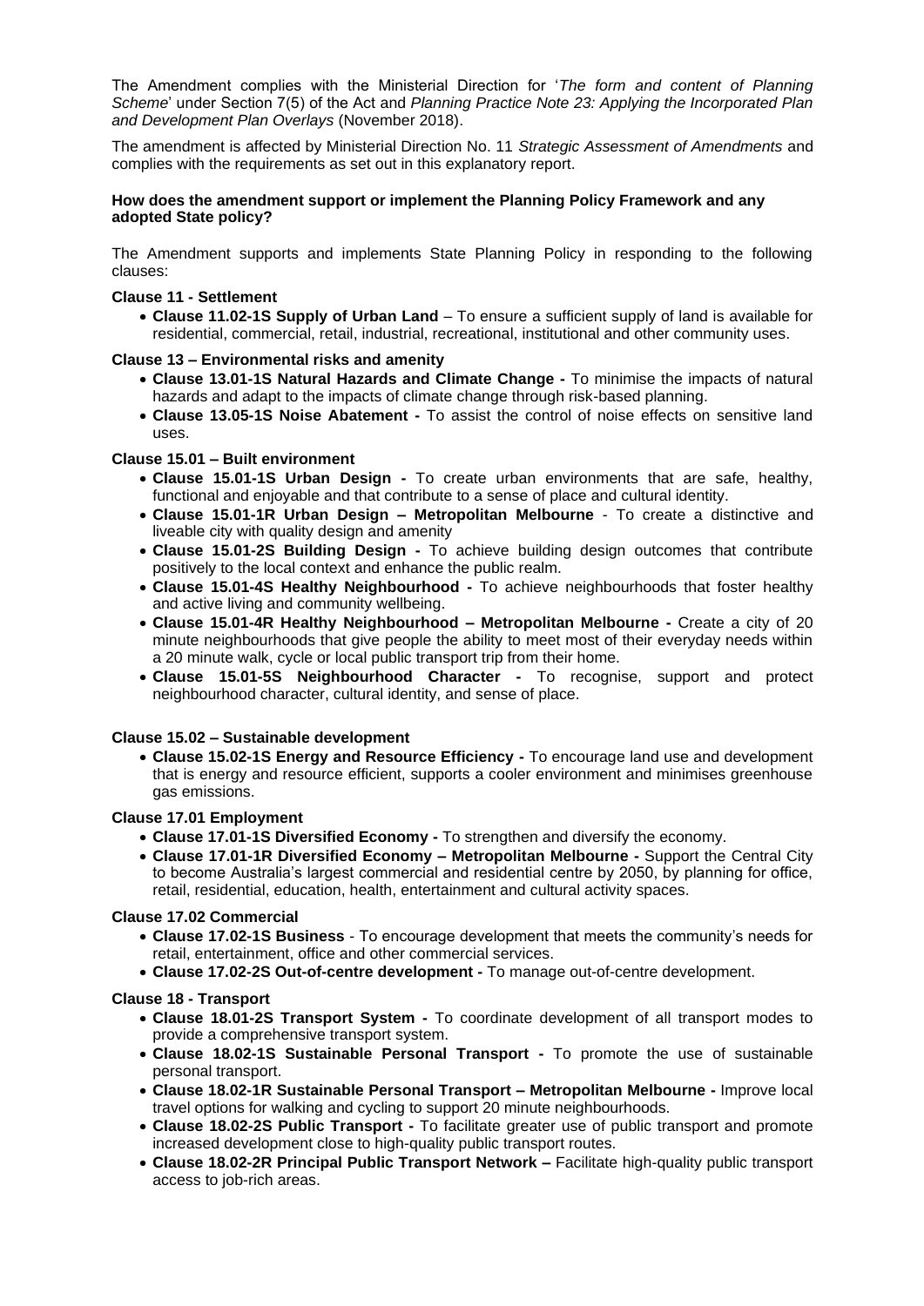The Amendment complies with the Ministerial Direction for '*The form and content of Planning Scheme*' under Section 7(5) of the Act and *Planning Practice Note 23: Applying the Incorporated Plan and Development Plan Overlays* (November 2018).

The amendment is affected by Ministerial Direction No. 11 *Strategic Assessment of Amendments* and complies with the requirements as set out in this explanatory report.

**How does the amendment support or implement the Planning Policy Framework and any adopted State policy?**

The Amendment supports and implements State Planning Policy in responding to the following clauses:

**Clause 11 - Settlement**

- **Clause 11.02-1S Supply of Urban Land** – To ensure a sufficient supply of land is available for residential, commercial, retail, industrial, recreational, institutional and other community uses.

**Clause 13 – Environmental risks and amenity**

- **Clause 13.01-1S Natural Hazards and Climate Change -** To minimise the impacts of natural hazards and adapt to the impacts of climate change through risk-based planning.
- **Clause 13.05-1S Noise Abatement -** To assist the control of noise effects on sensitive land uses.

**Clause 15.01 – Built environment**

- **Clause 15.01-1S Urban Design -** To create urban environments that are safe, healthy, functional and enjoyable and that contribute to a sense of place and cultural identity.
- **Clause 15.01-1R Urban Design – Metropolitan Melbourne** - To create a distinctive and liveable city with quality design and amenity
- **Clause 15.01-2S Building Design -** To achieve building design outcomes that contribute positively to the local context and enhance the public realm.
- **Clause 15.01-4S Healthy Neighbourhood -** To achieve neighbourhoods that foster healthy and active living and community wellbeing.
- **Clause 15.01-4R Healthy Neighbourhood – Metropolitan Melbourne -** Create a city of 20 minute neighbourhoods that give people the ability to meet most of their everyday needs within a 20 minute walk, cycle or local public transport trip from their home.
- **Clause 15.01-5S Neighbourhood Character -** To recognise, support and protect neighbourhood character, cultural identity, and sense of place.

**Clause 15.02 – Sustainable development**

- **Clause 15.02-1S Energy and Resource Efficiency -** To encourage land use and development that is energy and resource efficient, supports a cooler environment and minimises greenhouse gas emissions.

**Clause 17.01 Employment**

- **Clause 17.01-1S Diversified Economy -** To strengthen and diversify the economy.
- **Clause 17.01-1R Diversified Economy – Metropolitan Melbourne -** Support the Central City to become Australia's largest commercial and residential centre by 2050, by planning for office, retail, residential, education, health, entertainment and cultural activity spaces.

**Clause 17.02 Commercial**

- **Clause 17.02-1S Business** - To encourage development that meets the community's needs for retail, entertainment, office and other commercial services.
- **Clause 17.02-2S Out-of-centre development -** To manage out-of-centre development.

**Clause 18 - Transport**

- **Clause 18.01-2S Transport System -** To coordinate development of all transport modes to provide a comprehensive transport system.
- **Clause 18.02-1S Sustainable Personal Transport -** To promote the use of sustainable personal transport.
- **Clause 18.02-1R Sustainable Personal Transport – Metropolitan Melbourne -** Improve local travel options for walking and cycling to support 20 minute neighbourhoods.
- **Clause 18.02-2S Public Transport -** To facilitate greater use of public transport and promote increased development close to high-quality public transport routes.
- **Clause 18.02-2R Principal Public Transport Network –** Facilitate high-quality public transport access to job-rich areas.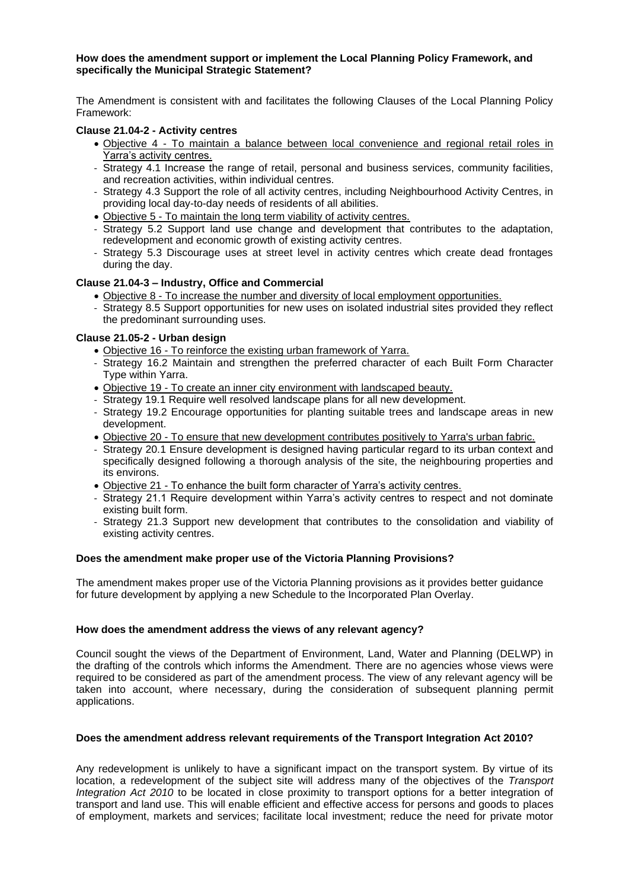**How does the amendment support or implement the Local Planning Policy Framework, and specifically the Municipal Strategic Statement?**

The Amendment is consistent with and facilitates the following Clauses of the Local Planning Policy Framework:

**Clause 21.04-2 - Activity centres**

- <u>Objective 4 - To maintain a balance between local convenience and regional retail roles in Yarra's activity centres.</u>
  - Strategy 4.1 Increase the range of retail, personal and business services, community facilities, and recreation activities, within individual centres.
  - Strategy 4.3 Support the role of all activity centres, including Neighbourhood Activity Centres, in providing local day-to-day needs of residents of all abilities.
- <u>Objective 5 - To maintain the long term viability of activity centres.</u>
  - Strategy 5.2 Support land use change and development that contributes to the adaptation, redevelopment and economic growth of existing activity centres.
  - Strategy 5.3 Discourage uses at street level in activity centres which create dead frontages during the day.

**Clause 21.04-3 – Industry, Office and Commercial**

- <u>Objective 8 - To increase the number and diversity of local employment opportunities.</u>
  - Strategy 8.5 Support opportunities for new uses on isolated industrial sites provided they reflect the predominant surrounding uses.

**Clause 21.05-2 - Urban design**

- <u>Objective 16 - To reinforce the existing urban framework of Yarra.</u>
  - Strategy 16.2 Maintain and strengthen the preferred character of each Built Form Character Type within Yarra.
- <u>Objective 19 - To create an inner city environment with landscaped beauty.</u>
  - Strategy 19.1 Require well resolved landscape plans for all new development.
  - Strategy 19.2 Encourage opportunities for planting suitable trees and landscape areas in new development.
- <u>Objective 20 - To ensure that new development contributes positively to Yarra's urban fabric.</u>
  - Strategy 20.1 Ensure development is designed having particular regard to its urban context and specifically designed following a thorough analysis of the site, the neighbouring properties and its environs.
- <u>Objective 21 - To enhance the built form character of Yarra's activity centres.</u>
  - Strategy 21.1 Require development within Yarra's activity centres to respect and not dominate existing built form.
  - Strategy 21.3 Support new development that contributes to the consolidation and viability of existing activity centres.

**Does the amendment make proper use of the Victoria Planning Provisions?**

The amendment makes proper use of the Victoria Planning provisions as it provides better guidance for future development by applying a new Schedule to the Incorporated Plan Overlay.

**How does the amendment address the views of any relevant agency?**

Council sought the views of the Department of Environment, Land, Water and Planning (DELWP) in the drafting of the controls which informs the Amendment. There are no agencies whose views were required to be considered as part of the amendment process. The view of any relevant agency will be taken into account, where necessary, during the consideration of subsequent planning permit applications.

**Does the amendment address relevant requirements of the Transport Integration Act 2010?**

Any redevelopment is unlikely to have a significant impact on the transport system. By virtue of its location, a redevelopment of the subject site will address many of the objectives of the *Transport Integration Act 2010* to be located in close proximity to transport options for a better integration of transport and land use. This will enable efficient and effective access for persons and goods to places of employment, markets and services; facilitate local investment; reduce the need for private motor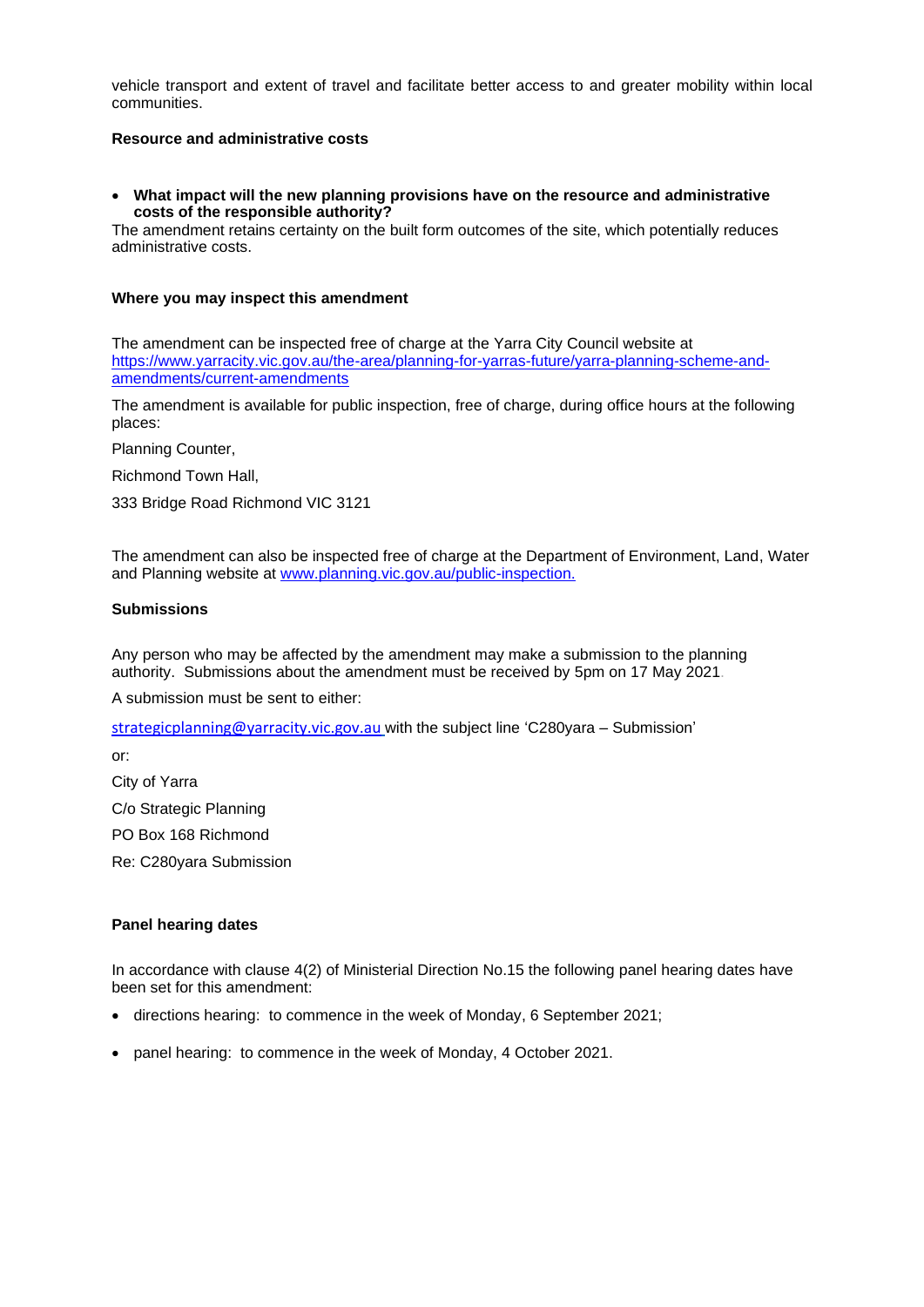vehicle transport and extent of travel and facilitate better access to and greater mobility within local communities.

**Resource and administrative costs**

- **What impact will the new planning provisions have on the resource and administrative costs of the responsible authority?**

The amendment retains certainty on the built form outcomes of the site, which potentially reduces administrative costs.

**Where you may inspect this amendment**

The amendment can be inspected free of charge at the Yarra City Council website at [https://www.yarracity.vic.gov.au/the-area/planning-for-yarras-future/yarra-planning-scheme-and-amendments/current-amendments](https://www.yarracity.vic.gov.au/the-area/planning-for-yarras-future/yarra-planning-scheme-and-amendments/current-amendments)

The amendment is available for public inspection, free of charge, during office hours at the following places:

Planning Counter,

Richmond Town Hall,

333 Bridge Road Richmond VIC 3121

The amendment can also be inspected free of charge at the Department of Environment, Land, Water and Planning website at [www.planning.vic.gov.au/public-inspection.](http://www.planning.vic.gov.au/public-inspection)

**Submissions**

Any person who may be affected by the amendment may make a submission to the planning authority. Submissions about the amendment must be received by 5pm on 17 May 2021.

A submission must be sent to either:

strategicplanning@yarracity.vic.gov.au with the subject line 'C280yara – Submission'

or:

City of Yarra

C/o Strategic Planning

PO Box 168 Richmond

Re: C280yara Submission

**Panel hearing dates**

In accordance with clause 4(2) of Ministerial Direction No.15 the following panel hearing dates have been set for this amendment:

- directions hearing: to commence in the week of Monday, 6 September 2021;
- panel hearing: to commence in the week of Monday, 4 October 2021.